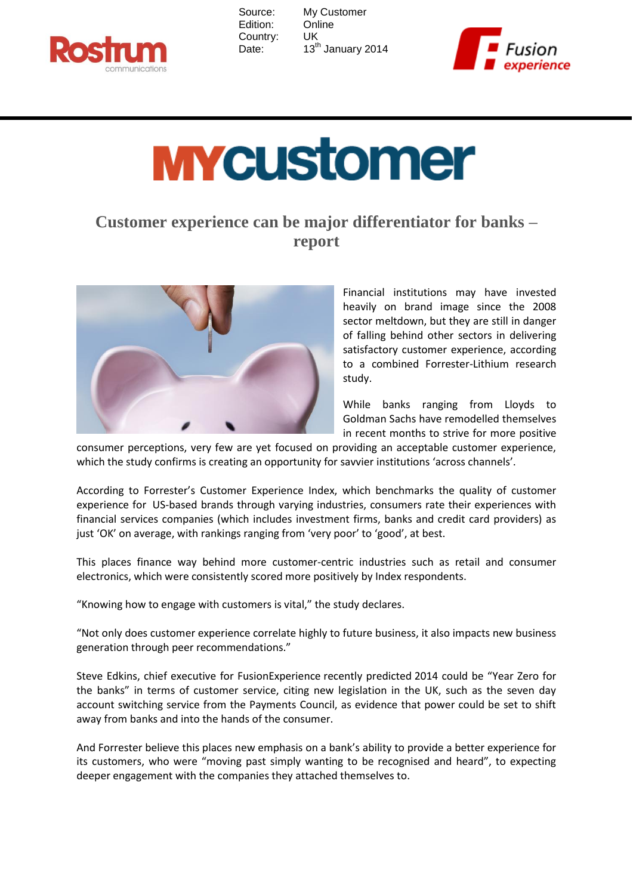Source: My Customer
Edition: Online
Country: UK
Date: 13th January 2014

# Customer experience can be major differentiator for banks – report

Financial institutions may have invested heavily on brand image since the 2008 sector meltdown, but they are still in danger of falling behind other sectors in delivering satisfactory customer experience, according to a combined Forrester-Lithium research study.

While banks ranging from Lloyds to Goldman Sachs have remodelled themselves in recent months to strive for more positive consumer perceptions, very few are yet focused on providing an acceptable customer experience, which the study confirms is creating an opportunity for savvier institutions 'across channels'.

According to Forrester's Customer Experience Index, which benchmarks the quality of customer experience for US-based brands through varying industries, consumers rate their experiences with financial services companies (which includes investment firms, banks and credit card providers) as just 'OK' on average, with rankings ranging from 'very poor' to 'good', at best.

This places finance way behind more customer-centric industries such as retail and consumer electronics, which were consistently scored more positively by Index respondents.

"Knowing how to engage with customers is vital," the study declares.

"Not only does customer experience correlate highly to future business, it also impacts new business generation through peer recommendations."

Steve Edkins, chief executive for FusionExperience recently predicted 2014 could be "Year Zero for the banks" in terms of customer service, citing new legislation in the UK, such as the seven day account switching service from the Payments Council, as evidence that power could be set to shift away from banks and into the hands of the consumer.

And Forrester believe this places new emphasis on a bank's ability to provide a better experience for its customers, who were "moving past simply wanting to be recognised and heard", to expecting deeper engagement with the companies they attached themselves to.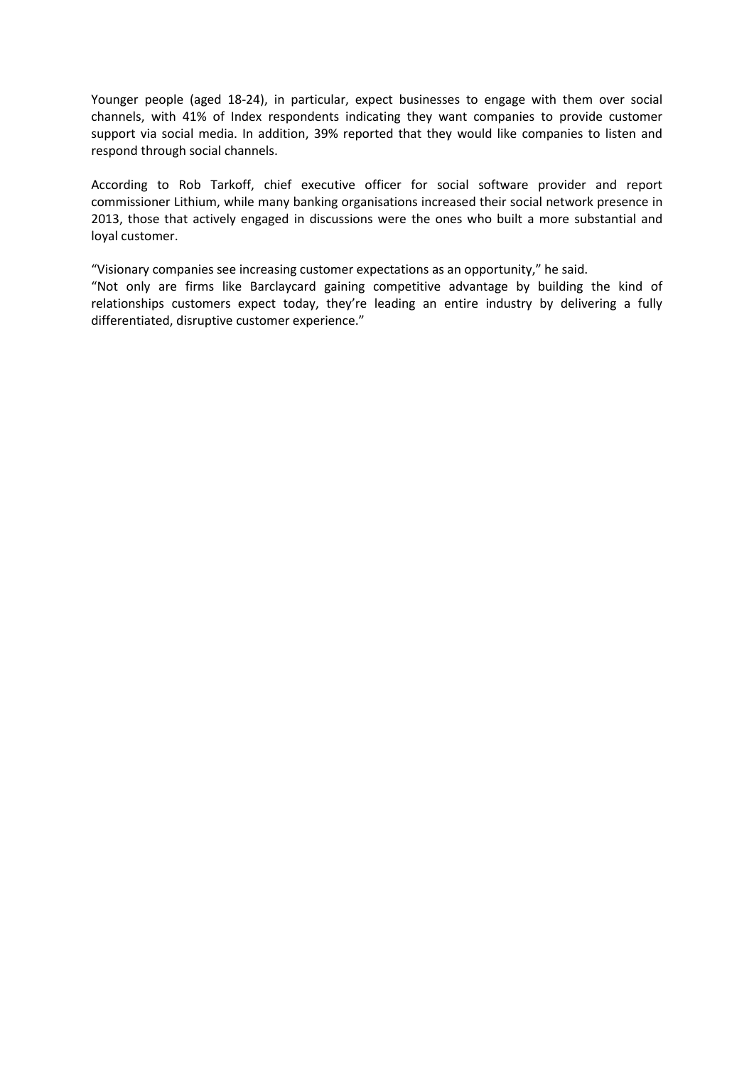Younger people (aged 18-24), in particular, expect businesses to engage with them over social channels, with 41% of Index respondents indicating they want companies to provide customer support via social media. In addition, 39% reported that they would like companies to listen and respond through social channels.

According to Rob Tarkoff, chief executive officer for social software provider and report commissioner Lithium, while many banking organisations increased their social network presence in 2013, those that actively engaged in discussions were the ones who built a more substantial and loyal customer.

“Visionary companies see increasing customer expectations as an opportunity,” he said.
“Not only are firms like Barclaycard gaining competitive advantage by building the kind of relationships customers expect today, they’re leading an entire industry by delivering a fully differentiated, disruptive customer experience.”